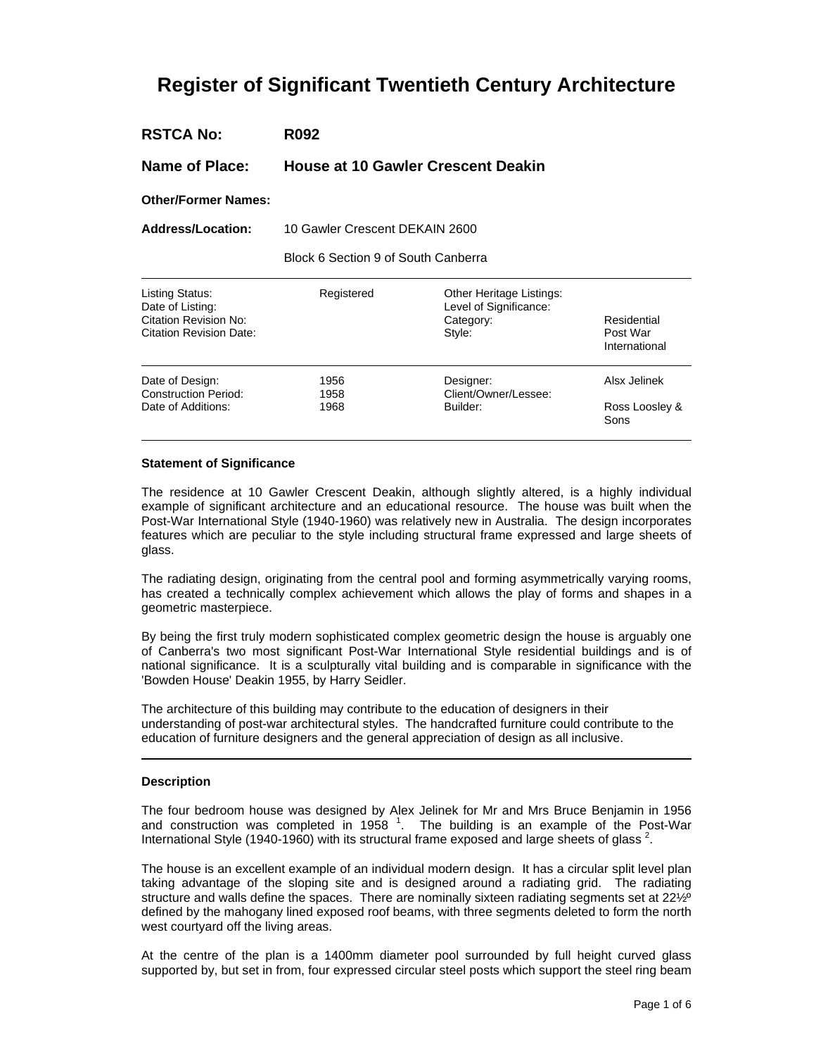# Register of Significant Twentieth Century Architecture

**RSTCA No:** **R092**

**Name of Place:** **House at 10 Gawler Crescent Deakin**

**Other/Former Names:**

**Address/Location:** 10 Gawler Crescent DEKAIN 2600

Block 6 Section 9 of South Canberra

| | | | |
|---|---|---|---|
| Listing Status: | Registered | Other Heritage Listings: | |
| Date of Listing: | | Level of Significance: | |
| Citation Revision No: | | Category: | Residential |
| Citation Revision Date: | | Style: | Post War International |

| | | | |
|---|---|---|---|
| Date of Design: | 1956 | Designer: | Alsx Jelinek |
| Construction Period: | 1958 | Client/Owner/Lessee: | |
| Date of Additions: | 1968 | Builder: | Ross Loosley & Sons |

**Statement of Significance**

The residence at 10 Gawler Crescent Deakin, although slightly altered, is a highly individual example of significant architecture and an educational resource. The house was built when the Post-War International Style (1940-1960) was relatively new in Australia. The design incorporates features which are peculiar to the style including structural frame expressed and large sheets of glass.

The radiating design, originating from the central pool and forming asymmetrically varying rooms, has created a technically complex achievement which allows the play of forms and shapes in a geometric masterpiece.

By being the first truly modern sophisticated complex geometric design the house is arguably one of Canberra's two most significant Post-War International Style residential buildings and is of national significance. It is a sculpturally vital building and is comparable in significance with the 'Bowden House' Deakin 1955, by Harry Seidler.

The architecture of this building may contribute to the education of designers in their understanding of post-war architectural styles. The handcrafted furniture could contribute to the education of furniture designers and the general appreciation of design as all inclusive.

**Description**

The four bedroom house was designed by Alex Jelinek for Mr and Mrs Bruce Benjamin in 1956 and construction was completed in 1958 [1]. The building is an example of the Post-War International Style (1940-1960) with its structural frame exposed and large sheets of glass [2].

The house is an excellent example of an individual modern design. It has a circular split level plan taking advantage of the sloping site and is designed around a radiating grid. The radiating structure and walls define the spaces. There are nominally sixteen radiating segments set at 22½º defined by the mahogany lined exposed roof beams, with three segments deleted to form the north west courtyard off the living areas.

At the centre of the plan is a 1400mm diameter pool surrounded by full height curved glass supported by, but set in from, four expressed circular steel posts which support the steel ring beam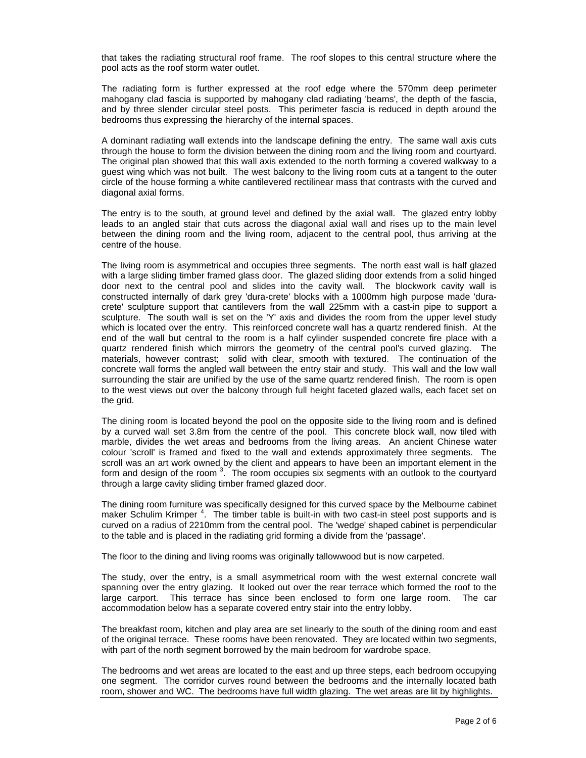that takes the radiating structural roof frame. The roof slopes to this central structure where the pool acts as the roof storm water outlet.

The radiating form is further expressed at the roof edge where the 570mm deep perimeter mahogany clad fascia is supported by mahogany clad radiating 'beams', the depth of the fascia, and by three slender circular steel posts. This perimeter fascia is reduced in depth around the bedrooms thus expressing the hierarchy of the internal spaces.

A dominant radiating wall extends into the landscape defining the entry. The same wall axis cuts through the house to form the division between the dining room and the living room and courtyard. The original plan showed that this wall axis extended to the north forming a covered walkway to a guest wing which was not built. The west balcony to the living room cuts at a tangent to the outer circle of the house forming a white cantilevered rectilinear mass that contrasts with the curved and diagonal axial forms.

The entry is to the south, at ground level and defined by the axial wall. The glazed entry lobby leads to an angled stair that cuts across the diagonal axial wall and rises up to the main level between the dining room and the living room, adjacent to the central pool, thus arriving at the centre of the house.

The living room is asymmetrical and occupies three segments. The north east wall is half glazed with a large sliding timber framed glass door. The glazed sliding door extends from a solid hinged door next to the central pool and slides into the cavity wall. The blockwork cavity wall is constructed internally of dark grey 'dura-crete' blocks with a 1000mm high purpose made 'dura-crete' sculpture support that cantilevers from the wall 225mm with a cast-in pipe to support a sculpture. The south wall is set on the 'Y' axis and divides the room from the upper level study which is located over the entry. This reinforced concrete wall has a quartz rendered finish. At the end of the wall but central to the room is a half cylinder suspended concrete fire place with a quartz rendered finish which mirrors the geometry of the central pool's curved glazing. The materials, however contrast; solid with clear, smooth with textured. The continuation of the concrete wall forms the angled wall between the entry stair and study. This wall and the low wall surrounding the stair are unified by the use of the same quartz rendered finish. The room is open to the west views out over the balcony through full height faceted glazed walls, each facet set on the grid.

The dining room is located beyond the pool on the opposite side to the living room and is defined by a curved wall set 3.8m from the centre of the pool. This concrete block wall, now tiled with marble, divides the wet areas and bedrooms from the living areas. An ancient Chinese water colour 'scroll' is framed and fixed to the wall and extends approximately three segments. The scroll was an art work owned by the client and appears to have been an important element in the form and design of the room [3]. The room occupies six segments with an outlook to the courtyard through a large cavity sliding timber framed glazed door.

The dining room furniture was specifically designed for this curved space by the Melbourne cabinet maker Schulim Krimper [4]. The timber table is built-in with two cast-in steel post supports and is curved on a radius of 2210mm from the central pool. The 'wedge' shaped cabinet is perpendicular to the table and is placed in the radiating grid forming a divide from the 'passage'.

The floor to the dining and living rooms was originally tallowwood but is now carpeted.

The study, over the entry, is a small asymmetrical room with the west external concrete wall spanning over the entry glazing. It looked out over the rear terrace which formed the roof to the large carport. This terrace has since been enclosed to form one large room. The car accommodation below has a separate covered entry stair into the entry lobby.

The breakfast room, kitchen and play area are set linearly to the south of the dining room and east of the original terrace. These rooms have been renovated. They are located within two segments, with part of the north segment borrowed by the main bedroom for wardrobe space.

The bedrooms and wet areas are located to the east and up three steps, each bedroom occupying one segment. The corridor curves round between the bedrooms and the internally located bath room, shower and WC. The bedrooms have full width glazing. The wet areas are lit by highlights.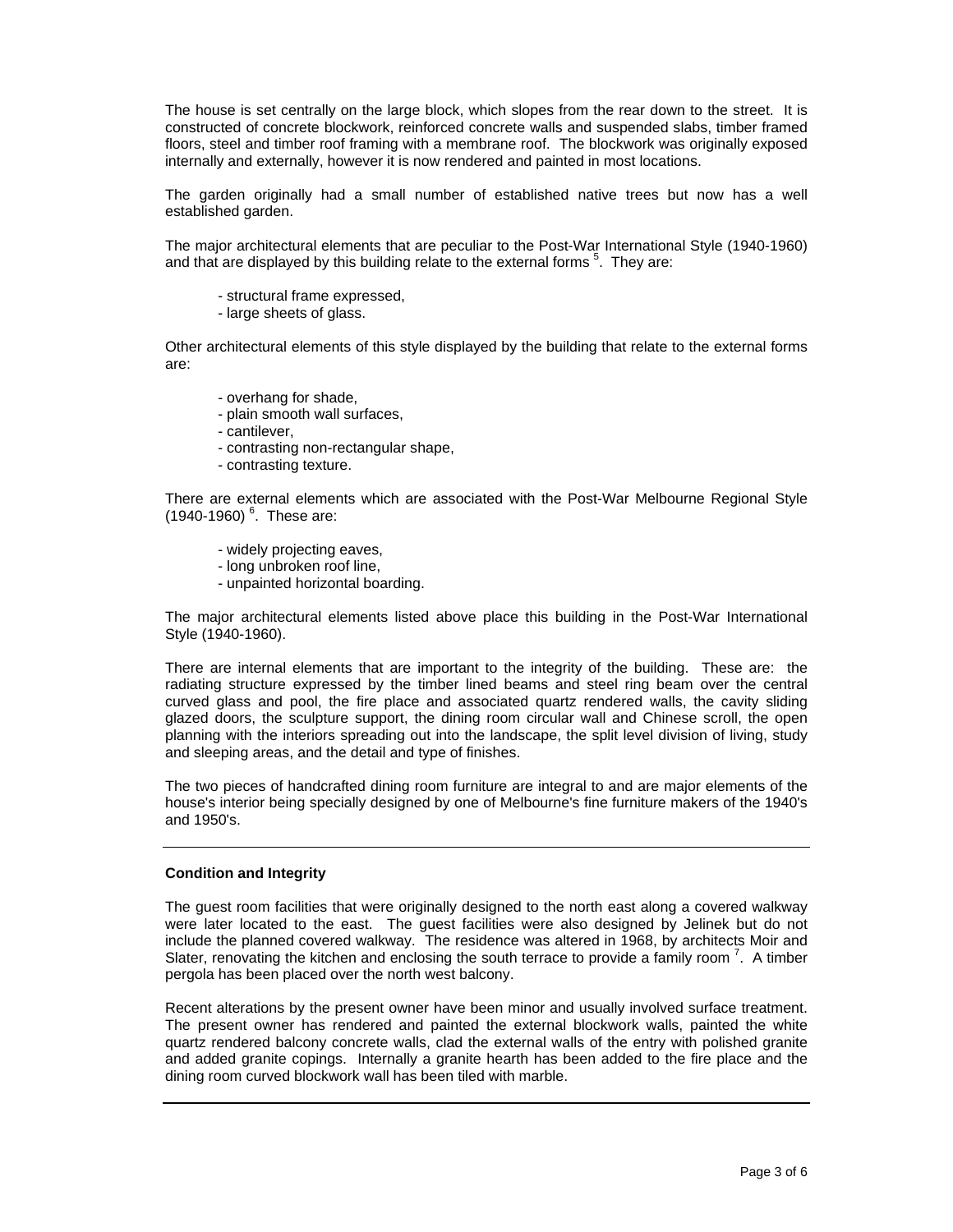The house is set centrally on the large block, which slopes from the rear down to the street. It is constructed of concrete blockwork, reinforced concrete walls and suspended slabs, timber framed floors, steel and timber roof framing with a membrane roof. The blockwork was originally exposed internally and externally, however it is now rendered and painted in most locations.

The garden originally had a small number of established native trees but now has a well established garden.

The major architectural elements that are peculiar to the Post-War International Style (1940-1960) and that are displayed by this building relate to the external forms [5]. They are:

- structural frame expressed,
- large sheets of glass.

Other architectural elements of this style displayed by the building that relate to the external forms are:

- overhang for shade,
- plain smooth wall surfaces,
- cantilever,
- contrasting non-rectangular shape,
- contrasting texture.

There are external elements which are associated with the Post-War Melbourne Regional Style (1940-1960) [6]. These are:

- widely projecting eaves,
- long unbroken roof line,
- unpainted horizontal boarding.

The major architectural elements listed above place this building in the Post-War International Style (1940-1960).

There are internal elements that are important to the integrity of the building. These are: the radiating structure expressed by the timber lined beams and steel ring beam over the central curved glass and pool, the fire place and associated quartz rendered walls, the cavity sliding glazed doors, the sculpture support, the dining room circular wall and Chinese scroll, the open planning with the interiors spreading out into the landscape, the split level division of living, study and sleeping areas, and the detail and type of finishes.

The two pieces of handcrafted dining room furniture are integral to and are major elements of the house's interior being specially designed by one of Melbourne's fine furniture makers of the 1940's and 1950's.

---

**Condition and Integrity**

The guest room facilities that were originally designed to the north east along a covered walkway were later located to the east. The guest facilities were also designed by Jelinek but do not include the planned covered walkway. The residence was altered in 1968, by architects Moir and Slater, renovating the kitchen and enclosing the south terrace to provide a family room [7]. A timber pergola has been placed over the north west balcony.

Recent alterations by the present owner have been minor and usually involved surface treatment. The present owner has rendered and painted the external blockwork walls, painted the white quartz rendered balcony concrete walls, clad the external walls of the entry with polished granite and added granite copings. Internally a granite hearth has been added to the fire place and the dining room curved blockwork wall has been tiled with marble.

---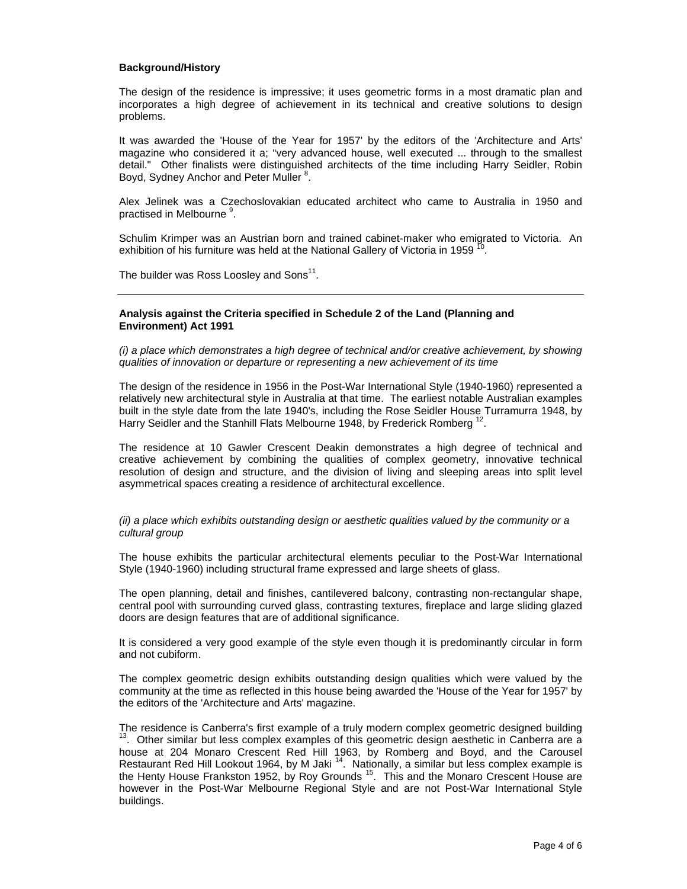**Background/History**

The design of the residence is impressive; it uses geometric forms in a most dramatic plan and incorporates a high degree of achievement in its technical and creative solutions to design problems.

It was awarded the 'House of the Year for 1957' by the editors of the 'Architecture and Arts' magazine who considered it a; "very advanced house, well executed ... through to the smallest detail." Other finalists were distinguished architects of the time including Harry Seidler, Robin Boyd, Sydney Anchor and Peter Muller [8].

Alex Jelinek was a Czechoslovakian educated architect who came to Australia in 1950 and practised in Melbourne [9].

Schulim Krimper was an Austrian born and trained cabinet-maker who emigrated to Victoria. An exhibition of his furniture was held at the National Gallery of Victoria in 1959 [10].

The builder was Ross Loosley and Sons[11].

---

**Analysis against the Criteria specified in Schedule 2 of the Land (Planning and Environment) Act 1991**

*(i) a place which demonstrates a high degree of technical and/or creative achievement, by showing qualities of innovation or departure or representing a new achievement of its time*

The design of the residence in 1956 in the Post-War International Style (1940-1960) represented a relatively new architectural style in Australia at that time. The earliest notable Australian examples built in the style date from the late 1940's, including the Rose Seidler House Turramurra 1948, by Harry Seidler and the Stanhill Flats Melbourne 1948, by Frederick Romberg [12].

The residence at 10 Gawler Crescent Deakin demonstrates a high degree of technical and creative achievement by combining the qualities of complex geometry, innovative technical resolution of design and structure, and the division of living and sleeping areas into split level asymmetrical spaces creating a residence of architectural excellence.

*(ii) a place which exhibits outstanding design or aesthetic qualities valued by the community or a cultural group*

The house exhibits the particular architectural elements peculiar to the Post-War International Style (1940-1960) including structural frame expressed and large sheets of glass.

The open planning, detail and finishes, cantilevered balcony, contrasting non-rectangular shape, central pool with surrounding curved glass, contrasting textures, fireplace and large sliding glazed doors are design features that are of additional significance.

It is considered a very good example of the style even though it is predominantly circular in form and not cubiform.

The complex geometric design exhibits outstanding design qualities which were valued by the community at the time as reflected in this house being awarded the 'House of the Year for 1957' by the editors of the 'Architecture and Arts' magazine.

The residence is Canberra's first example of a truly modern complex geometric designed building [13]. Other similar but less complex examples of this geometric design aesthetic in Canberra are a house at 204 Monaro Crescent Red Hill 1963, by Romberg and Boyd, and the Carousel Restaurant Red Hill Lookout 1964, by M Jaki [14]. Nationally, a similar but less complex example is the Henty House Frankston 1952, by Roy Grounds [15]. This and the Monaro Crescent House are however in the Post-War Melbourne Regional Style and are not Post-War International Style buildings.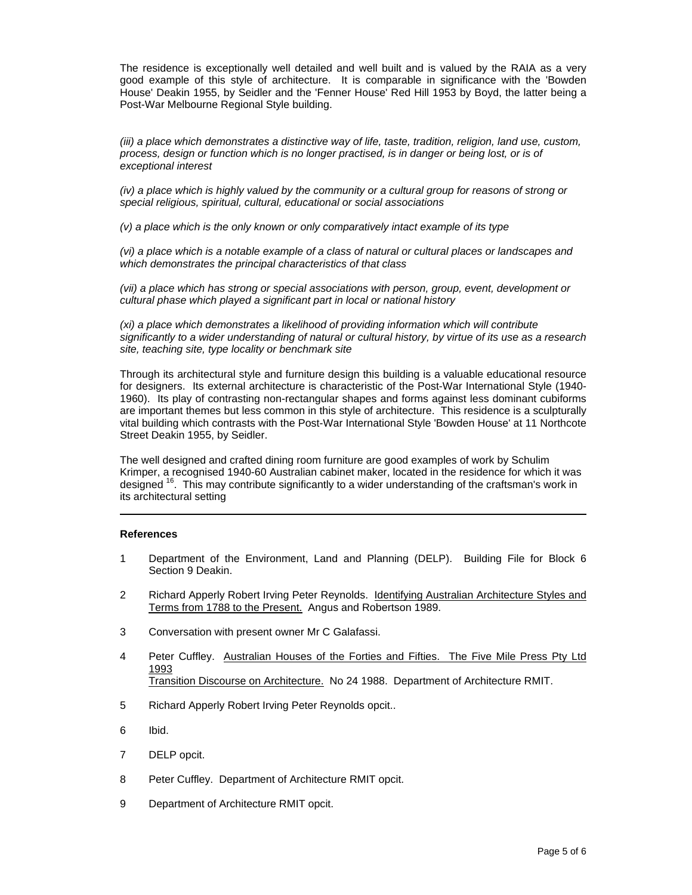The residence is exceptionally well detailed and well built and is valued by the RAIA as a very good example of this style of architecture. It is comparable in significance with the 'Bowden House' Deakin 1955, by Seidler and the 'Fenner House' Red Hill 1953 by Boyd, the latter being a Post-War Melbourne Regional Style building.

*(iii) a place which demonstrates a distinctive way of life, taste, tradition, religion, land use, custom, process, design or function which is no longer practised, is in danger or being lost, or is of exceptional interest*

*(iv) a place which is highly valued by the community or a cultural group for reasons of strong or special religious, spiritual, cultural, educational or social associations*

*(v) a place which is the only known or only comparatively intact example of its type*

*(vi) a place which is a notable example of a class of natural or cultural places or landscapes and which demonstrates the principal characteristics of that class*

*(vii) a place which has strong or special associations with person, group, event, development or cultural phase which played a significant part in local or national history*

*(xi) a place which demonstrates a likelihood of providing information which will contribute significantly to a wider understanding of natural or cultural history, by virtue of its use as a research site, teaching site, type locality or benchmark site*

Through its architectural style and furniture design this building is a valuable educational resource for designers. Its external architecture is characteristic of the Post-War International Style (1940-1960). Its play of contrasting non-rectangular shapes and forms against less dominant cubiforms are important themes but less common in this style of architecture. This residence is a sculpturally vital building which contrasts with the Post-War International Style 'Bowden House' at 11 Northcote Street Deakin 1955, by Seidler.

The well designed and crafted dining room furniture are good examples of work by Schulim Krimper, a recognised 1940-60 Australian cabinet maker, located in the residence for which it was designed [16]. This may contribute significantly to a wider understanding of the craftsman's work in its architectural setting

---

**References**

1. Department of the Environment, Land and Planning (DELP). Building File for Block 6 Section 9 Deakin.
2. Richard Apperly Robert Irving Peter Reynolds. Identifying Australian Architecture Styles and Terms from 1788 to the Present. Angus and Robertson 1989.
3. Conversation with present owner Mr C Galafassi.
4. Peter Cuffley. Australian Houses of the Forties and Fifties. The Five Mile Press Pty Ltd 1993
   Transition Discourse on Architecture. No 24 1988. Department of Architecture RMIT.
5. Richard Apperly Robert Irving Peter Reynolds opcit..
6. Ibid.
7. DELP opcit.
8. Peter Cuffley. Department of Architecture RMIT opcit.
9. Department of Architecture RMIT opcit.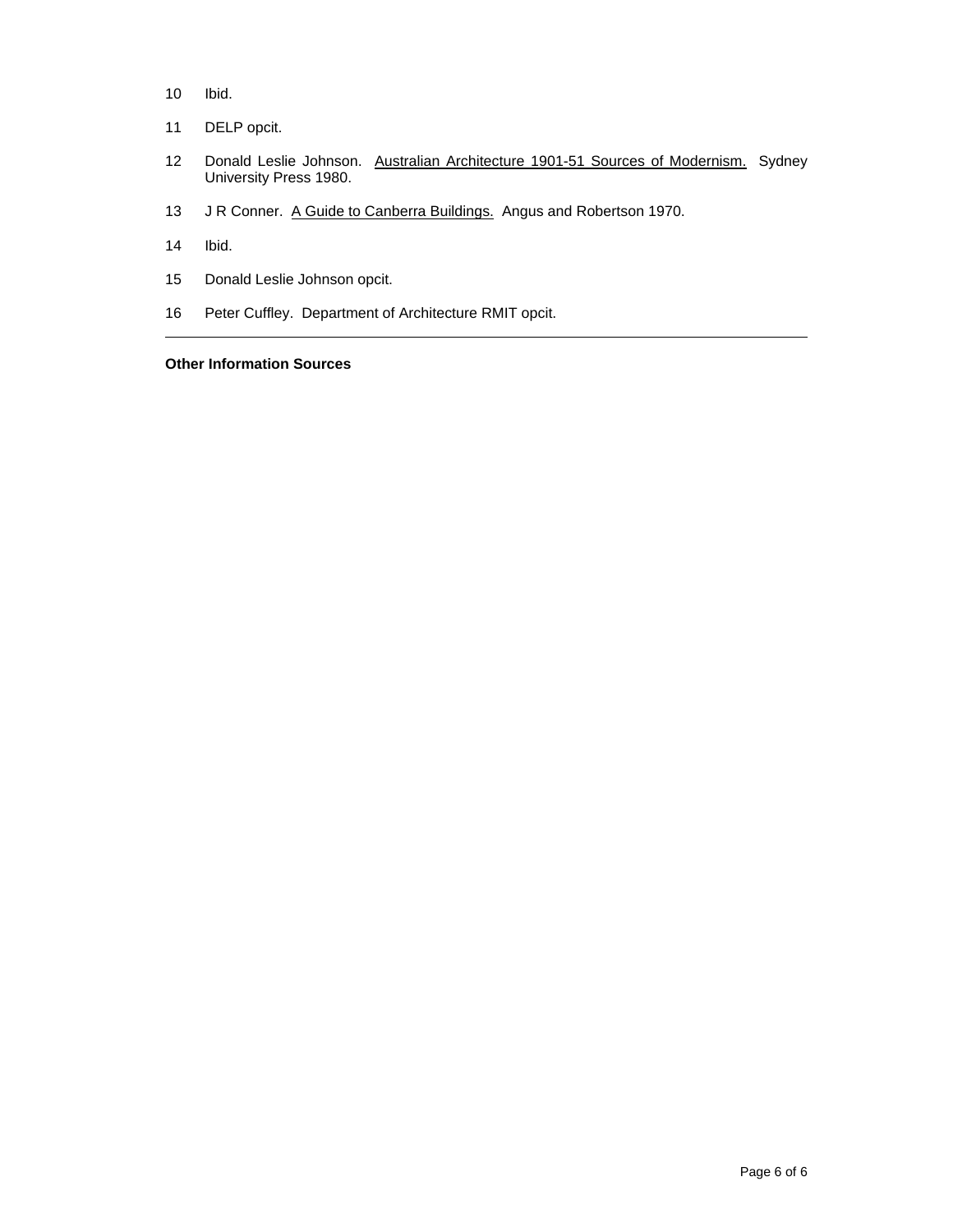10 Ibid.

11 DELP opcit.

12 Donald Leslie Johnson. Australian Architecture 1901-51 Sources of Modernism. Sydney University Press 1980.

13 J R Conner. A Guide to Canberra Buildings. Angus and Robertson 1970.

14 Ibid.

15 Donald Leslie Johnson opcit.

16 Peter Cuffley. Department of Architecture RMIT opcit.

---

**Other Information Sources**